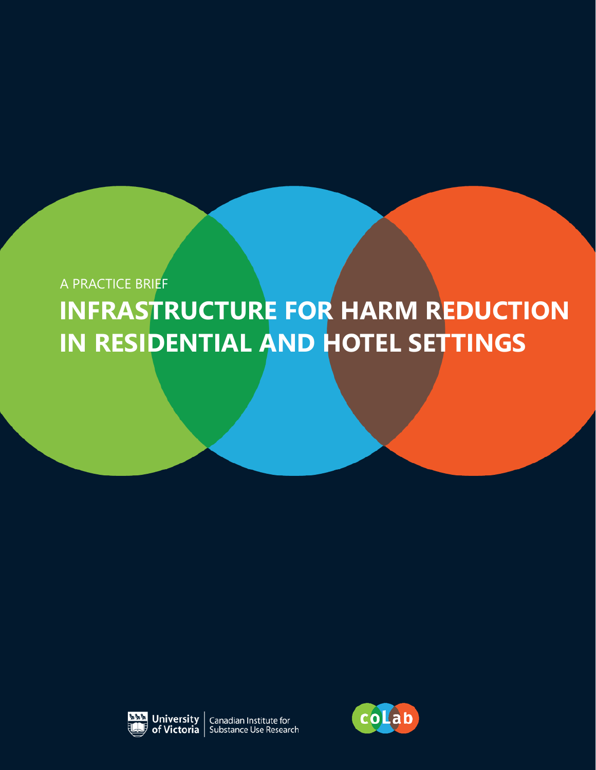A PRACTICE BRIEF

# INFRASTRUCTURE FOR HARM REDUCTION IN RESIDENTIAL AND HOTEL SETTINGS

University of Victoria | Canadian Institute for Substance Use Research

coLab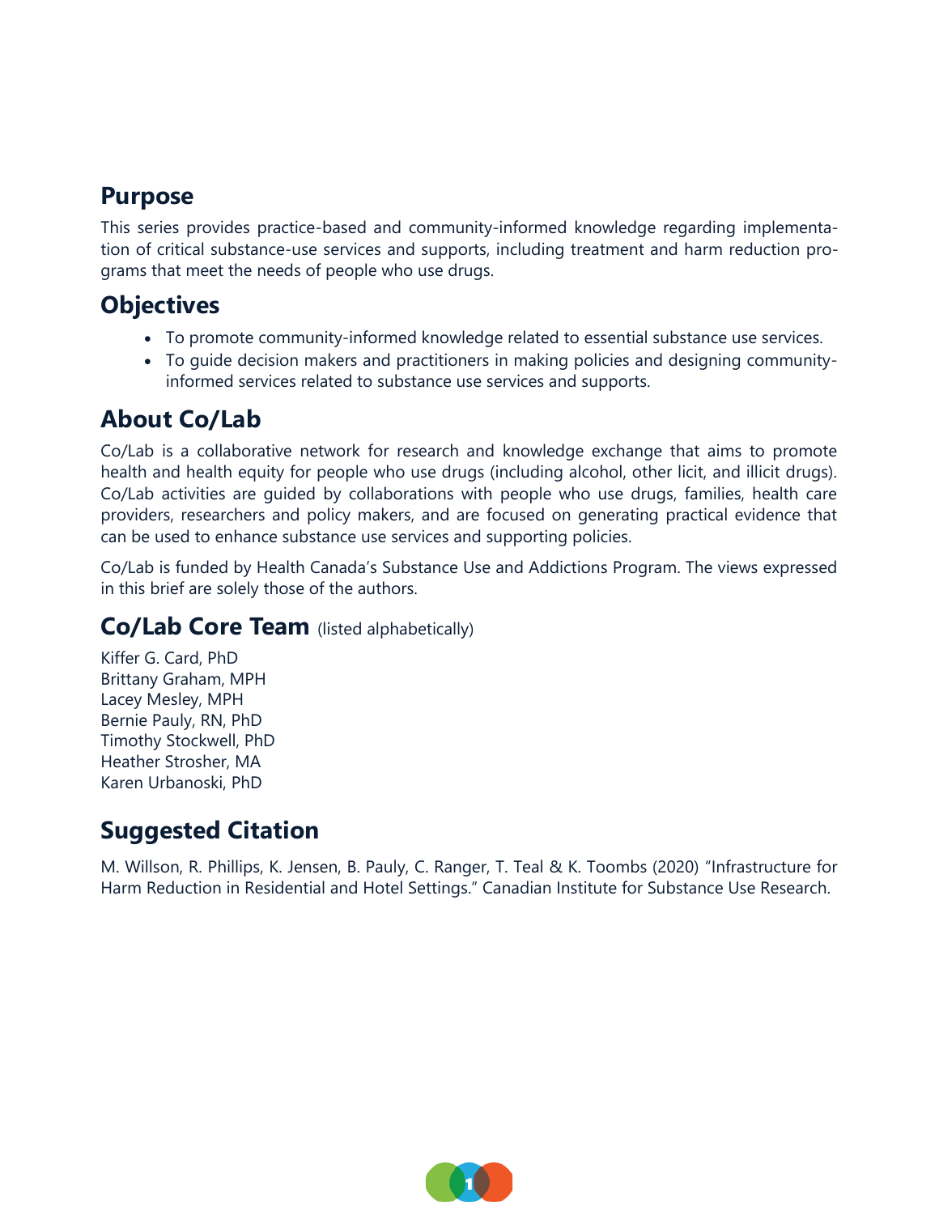## Purpose

This series provides practice-based and community-informed knowledge regarding implementation of critical substance-use services and supports, including treatment and harm reduction programs that meet the needs of people who use drugs.

## Objectives

- To promote community-informed knowledge related to essential substance use services.
- To guide decision makers and practitioners in making policies and designing community-informed services related to substance use services and supports.

## About Co/Lab

Co/Lab is a collaborative network for research and knowledge exchange that aims to promote health and health equity for people who use drugs (including alcohol, other licit, and illicit drugs). Co/Lab activities are guided by collaborations with people who use drugs, families, health care providers, researchers and policy makers, and are focused on generating practical evidence that can be used to enhance substance use services and supporting policies.

Co/Lab is funded by Health Canada's Substance Use and Addictions Program. The views expressed in this brief are solely those of the authors.

## Co/Lab Core Team (listed alphabetically)

Kiffer G. Card, PhD
Brittany Graham, MPH
Lacey Mesley, MPH
Bernie Pauly, RN, PhD
Timothy Stockwell, PhD
Heather Strosher, MA
Karen Urbanoski, PhD

## Suggested Citation

M. Willson, R. Phillips, K. Jensen, B. Pauly, C. Ranger, T. Teal & K. Toombs (2020) "Infrastructure for Harm Reduction in Residential and Hotel Settings." Canadian Institute for Substance Use Research.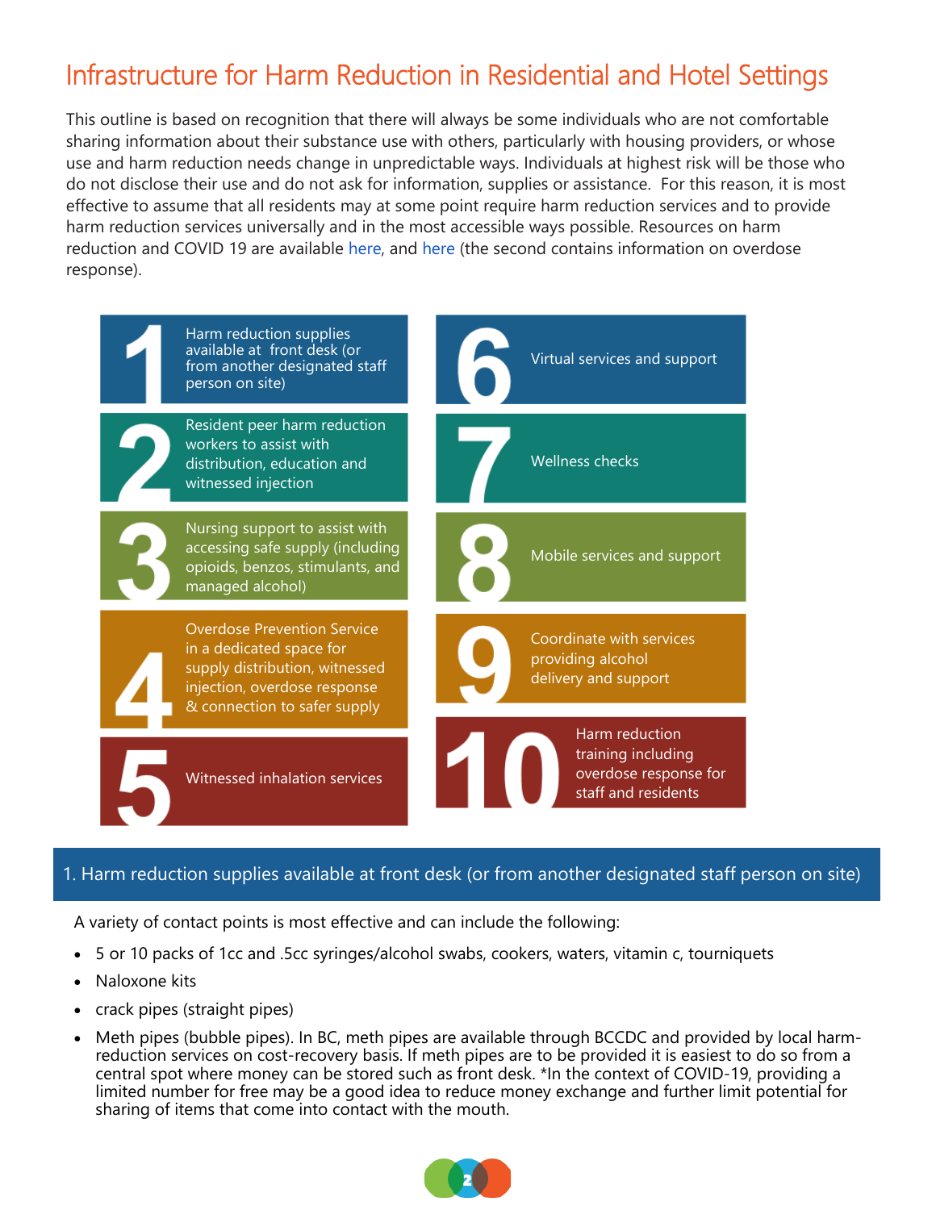# Infrastructure for Harm Reduction in Residential and Hotel Settings

This outline is based on recognition that there will always be some individuals who are not comfortable sharing information about their substance use with others, particularly with housing providers, or whose use and harm reduction needs change in unpredictable ways. Individuals at highest risk will be those who do not disclose their use and do not ask for information, supplies or assistance. For this reason, it is most effective to assume that all residents may at some point require harm reduction services and to provide harm reduction services universally and in the most accessible ways possible. Resources on harm reduction and COVID 19 are available here, and here (the second contains information on overdose response).

1. Harm reduction supplies available at front desk (or from another designated staff person on site)
2. Resident peer harm reduction workers to assist with distribution, education and witnessed injection
3. Nursing support to assist with accessing safe supply (including opioids, benzos, stimulants, and managed alcohol)
4. Overdose Prevention Service in a dedicated space for supply distribution, witnessed injection, overdose response & connection to safer supply
5. Witnessed inhalation services
6. Virtual services and support
7. Wellness checks
8. Mobile services and support
9. Coordinate with services providing alcohol delivery and support
10. Harm reduction training including overdose response for staff and residents

## 1. Harm reduction supplies available at front desk (or from another designated staff person on site)

A variety of contact points is most effective and can include the following:

- 5 or 10 packs of 1cc and .5cc syringes/alcohol swabs, cookers, waters, vitamin c, tourniquets
- Naloxone kits
- crack pipes (straight pipes)
- Meth pipes (bubble pipes). In BC, meth pipes are available through BCCDC and provided by local harm-reduction services on cost-recovery basis. If meth pipes are to be provided it is easiest to do so from a central spot where money can be stored such as front desk. *In the context of COVID-19, providing a limited number for free may be a good idea to reduce money exchange and further limit potential for sharing of items that come into contact with the mouth.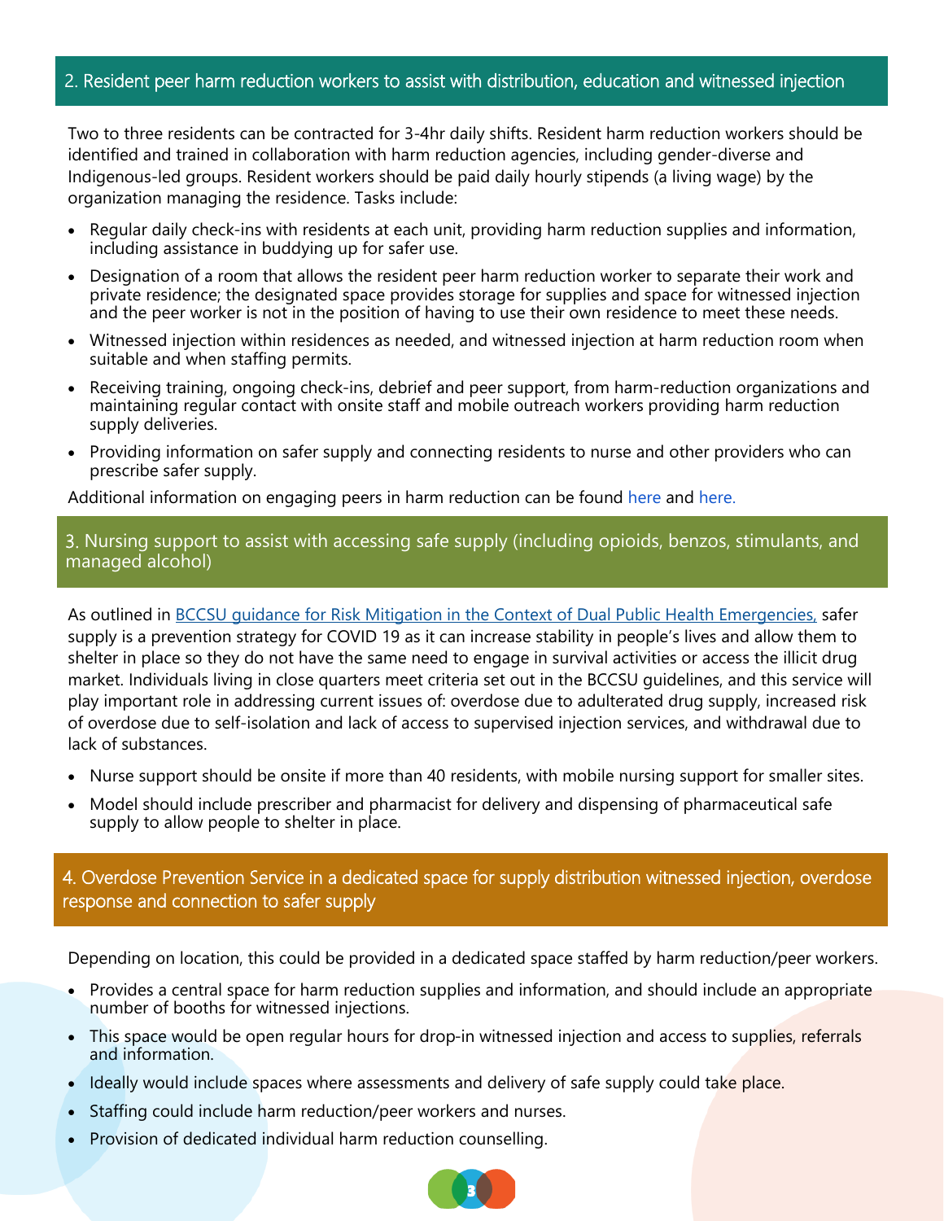## 2. Resident peer harm reduction workers to assist with distribution, education and witnessed injection

Two to three residents can be contracted for 3-4hr daily shifts. Resident harm reduction workers should be identified and trained in collaboration with harm reduction agencies, including gender-diverse and Indigenous-led groups. Resident workers should be paid daily hourly stipends (a living wage) by the organization managing the residence. Tasks include:

- Regular daily check-ins with residents at each unit, providing harm reduction supplies and information, including assistance in buddying up for safer use.
- Designation of a room that allows the resident peer harm reduction worker to separate their work and private residence; the designated space provides storage for supplies and space for witnessed injection and the peer worker is not in the position of having to use their own residence to meet these needs.
- Witnessed injection within residences as needed, and witnessed injection at harm reduction room when suitable and when staffing permits.
- Receiving training, ongoing check-ins, debrief and peer support, from harm-reduction organizations and maintaining regular contact with onsite staff and mobile outreach workers providing harm reduction supply deliveries.
- Providing information on safer supply and connecting residents to nurse and other providers who can prescribe safer supply.

Additional information on engaging peers in harm reduction can be found here and here.

## 3. Nursing support to assist with accessing safe supply (including opioids, benzos, stimulants, and managed alcohol)

As outlined in BCCSU guidance for Risk Mitigation in the Context of Dual Public Health Emergencies, safer supply is a prevention strategy for COVID 19 as it can increase stability in people's lives and allow them to shelter in place so they do not have the same need to engage in survival activities or access the illicit drug market. Individuals living in close quarters meet criteria set out in the BCCSU guidelines, and this service will play important role in addressing current issues of: overdose due to adulterated drug supply, increased risk of overdose due to self-isolation and lack of access to supervised injection services, and withdrawal due to lack of substances.

- Nurse support should be onsite if more than 40 residents, with mobile nursing support for smaller sites.
- Model should include prescriber and pharmacist for delivery and dispensing of pharmaceutical safe supply to allow people to shelter in place.

## 4. Overdose Prevention Service in a dedicated space for supply distribution witnessed injection, overdose response and connection to safer supply

Depending on location, this could be provided in a dedicated space staffed by harm reduction/peer workers.

- Provides a central space for harm reduction supplies and information, and should include an appropriate number of booths for witnessed injections.
- This space would be open regular hours for drop-in witnessed injection and access to supplies, referrals and information.
- Ideally would include spaces where assessments and delivery of safe supply could take place.
- Staffing could include harm reduction/peer workers and nurses.
- Provision of dedicated individual harm reduction counselling.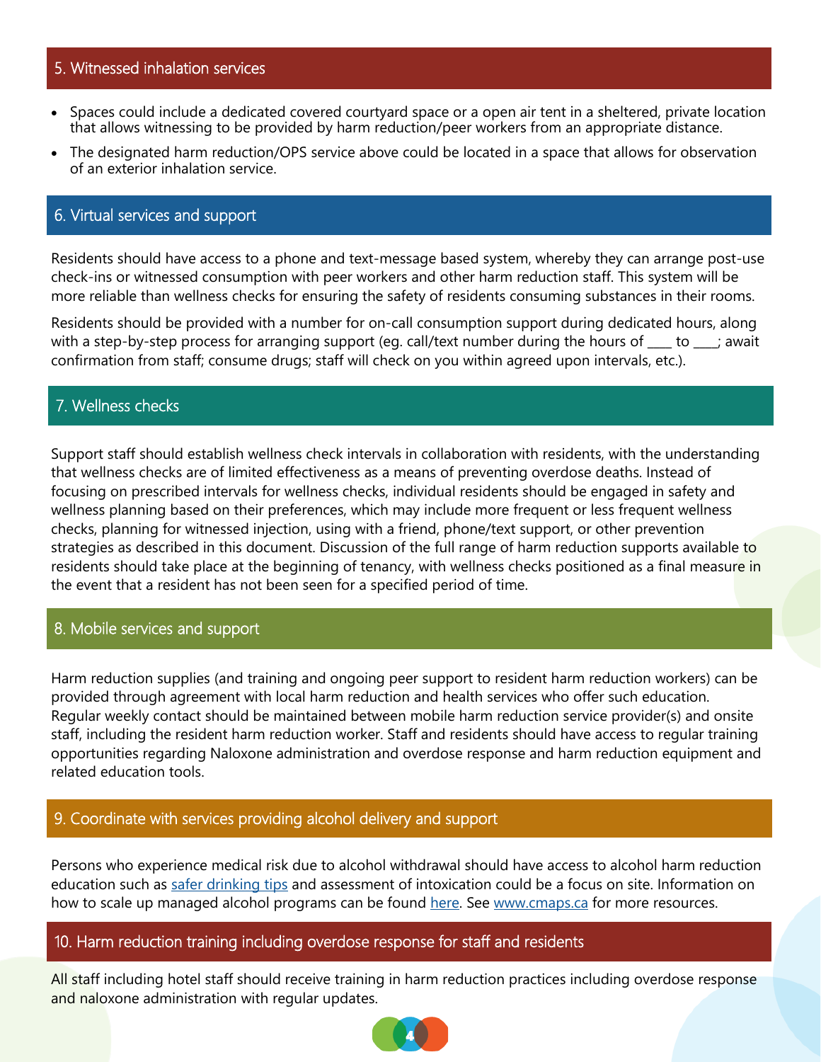## 5. Witnessed inhalation services

- Spaces could include a dedicated covered courtyard space or a open air tent in a sheltered, private location that allows witnessing to be provided by harm reduction/peer workers from an appropriate distance.
- The designated harm reduction/OPS service above could be located in a space that allows for observation of an exterior inhalation service.

## 6. Virtual services and support

Residents should have access to a phone and text-message based system, whereby they can arrange post-use check-ins or witnessed consumption with peer workers and other harm reduction staff. This system will be more reliable than wellness checks for ensuring the safety of residents consuming substances in their rooms.

Residents should be provided with a number for on-call consumption support during dedicated hours, along with a step-by-step process for arranging support (eg. call/text number during the hours of ____ to ____; await confirmation from staff; consume drugs; staff will check on you within agreed upon intervals, etc.).

## 7. Wellness checks

Support staff should establish wellness check intervals in collaboration with residents, with the understanding that wellness checks are of limited effectiveness as a means of preventing overdose deaths. Instead of focusing on prescribed intervals for wellness checks, individual residents should be engaged in safety and wellness planning based on their preferences, which may include more frequent or less frequent wellness checks, planning for witnessed injection, using with a friend, phone/text support, or other prevention strategies as described in this document. Discussion of the full range of harm reduction supports available to residents should take place at the beginning of tenancy, with wellness checks positioned as a final measure in the event that a resident has not been seen for a specified period of time.

## 8. Mobile services and support

Harm reduction supplies (and training and ongoing peer support to resident harm reduction workers) can be provided through agreement with local harm reduction and health services who offer such education. Regular weekly contact should be maintained between mobile harm reduction service provider(s) and onsite staff, including the resident harm reduction worker. Staff and residents should have access to regular training opportunities regarding Naloxone administration and overdose response and harm reduction equipment and related education tools.

## 9. Coordinate with services providing alcohol delivery and support

Persons who experience medical risk due to alcohol withdrawal should have access to alcohol harm reduction education such as safer drinking tips and assessment of intoxication could be a focus on site. Information on how to scale up managed alcohol programs can be found here. See www.cmaps.ca for more resources.

## 10. Harm reduction training including overdose response for staff and residents

All staff including hotel staff should receive training in harm reduction practices including overdose response and naloxone administration with regular updates.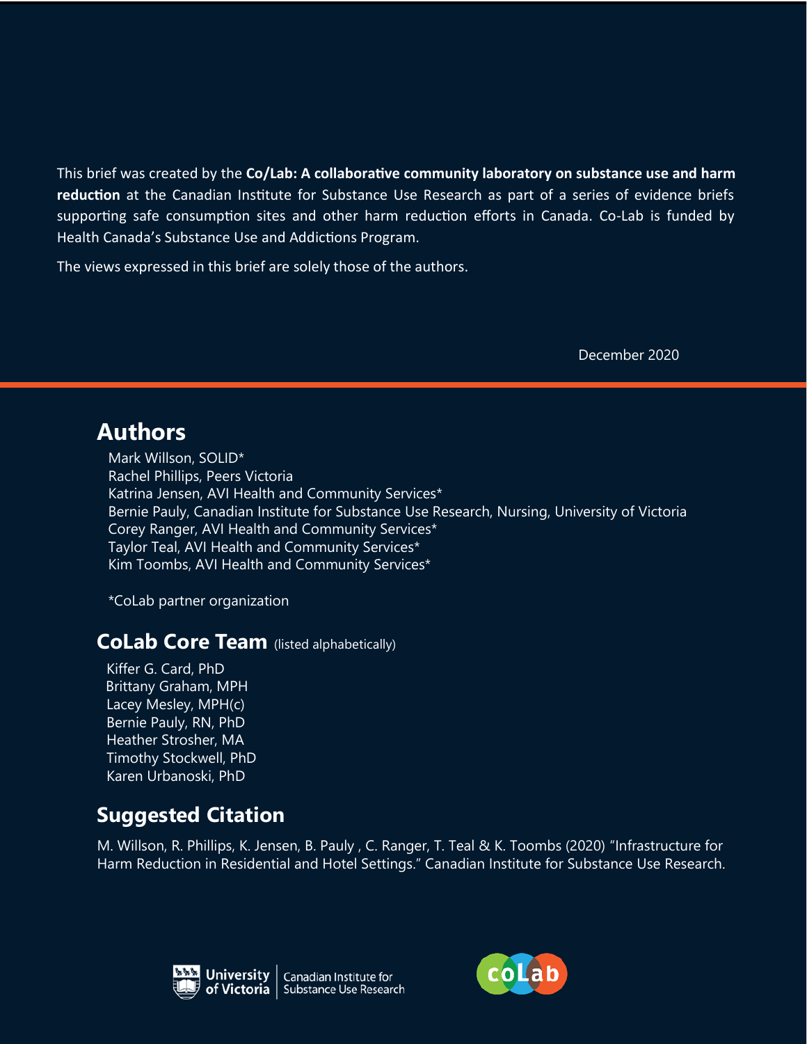This brief was created by the **Co/Lab: A collaborative community laboratory on substance use and harm reduction** at the Canadian Institute for Substance Use Research as part of a series of evidence briefs supporting safe consumption sites and other harm reduction efforts in Canada. Co-Lab is funded by Health Canada's Substance Use and Addictions Program.

The views expressed in this brief are solely those of the authors.

December 2020

## Authors

Mark Willson, SOLID*
Rachel Phillips, Peers Victoria
Katrina Jensen, AVI Health and Community Services*
Bernie Pauly, Canadian Institute for Substance Use Research, Nursing, University of Victoria
Corey Ranger, AVI Health and Community Services*
Taylor Teal, AVI Health and Community Services*
Kim Toombs, AVI Health and Community Services*

*CoLab partner organization

## CoLab Core Team (listed alphabetically)

Kiffer G. Card, PhD
Brittany Graham, MPH
Lacey Mesley, MPH(c)
Bernie Pauly, RN, PhD
Heather Strosher, MA
Timothy Stockwell, PhD
Karen Urbanoski, PhD

## Suggested Citation

M. Willson, R. Phillips, K. Jensen, B. Pauly , C. Ranger, T. Teal & K. Toombs (2020) "Infrastructure for Harm Reduction in Residential and Hotel Settings." Canadian Institute for Substance Use Research.

University of Victoria | Canadian Institute for Substance Use Research

coLab